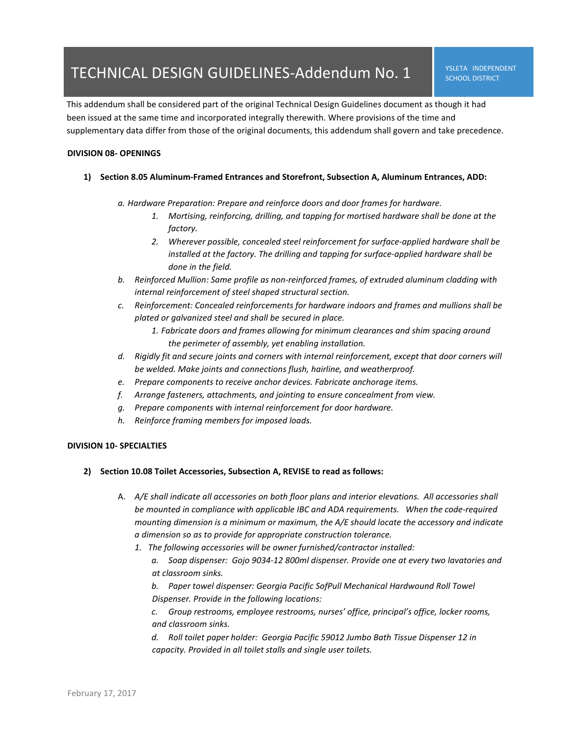# TECHNICAL DESIGN GUIDELINES-Addendum No. 1

YSLETA INDEPENDENT SCHOOL DISTRICT

This addendum shall be considered part of the original Technical Design Guidelines document as though it had been issued at the same time and incorporated integrally therewith. Where provisions of the time and supplementary data differ from those of the original documents, this addendum shall govern and take precedence.

**DIVISION 08- OPENINGS**

1) **Section 8.05 Aluminum-Framed Entrances and Storefront, Subsection A, Aluminum Entrances, ADD:**

   *a. Hardware Preparation: Prepare and reinforce doors and door frames for hardware.*
      1. *Mortising, reinforcing, drilling, and tapping for mortised hardware shall be done at the factory.*
      2. *Wherever possible, concealed steel reinforcement for surface-applied hardware shall be installed at the factory. The drilling and tapping for surface-applied hardware shall be done in the field.*

   *b. Reinforced Mullion: Same profile as non-reinforced frames, of extruded aluminum cladding with internal reinforcement of steel shaped structural section.*

   *c. Reinforcement: Concealed reinforcements for hardware indoors and frames and mullions shall be plated or galvanized steel and shall be secured in place.*
      1. *Fabricate doors and frames allowing for minimum clearances and shim spacing around the perimeter of assembly, yet enabling installation.*

   *d. Rigidly fit and secure joints and corners with internal reinforcement, except that door corners will be welded. Make joints and connections flush, hairline, and weatherproof.*

   *e. Prepare components to receive anchor devices. Fabricate anchorage items.*

   *f. Arrange fasteners, attachments, and jointing to ensure concealment from view.*

   *g. Prepare components with internal reinforcement for door hardware.*

   *h. Reinforce framing members for imposed loads.*

**DIVISION 10- SPECIALTIES**

2) **Section 10.08 Toilet Accessories, Subsection A, REVISE to read as follows:**

   A. *A/E shall indicate all accessories on both floor plans and interior elevations. All accessories shall be mounted in compliance with applicable IBC and ADA requirements. When the code-required mounting dimension is a minimum or maximum, the A/E should locate the accessory and indicate a dimension so as to provide for appropriate construction tolerance.*
      1. *The following accessories will be owner furnished/contractor installed:*

         *a. Soap dispenser: Gojo 9034-12 800ml dispenser. Provide one at every two lavatories and at classroom sinks.*

         *b. Paper towel dispenser: Georgia Pacific SofPull Mechanical Hardwound Roll Towel Dispenser. Provide in the following locations:*

         *c. Group restrooms, employee restrooms, nurses' office, principal's office, locker rooms, and classroom sinks.*

         *d. Roll toilet paper holder: Georgia Pacific 59012 Jumbo Bath Tissue Dispenser 12 in capacity. Provided in all toilet stalls and single user toilets.*

February 17, 2017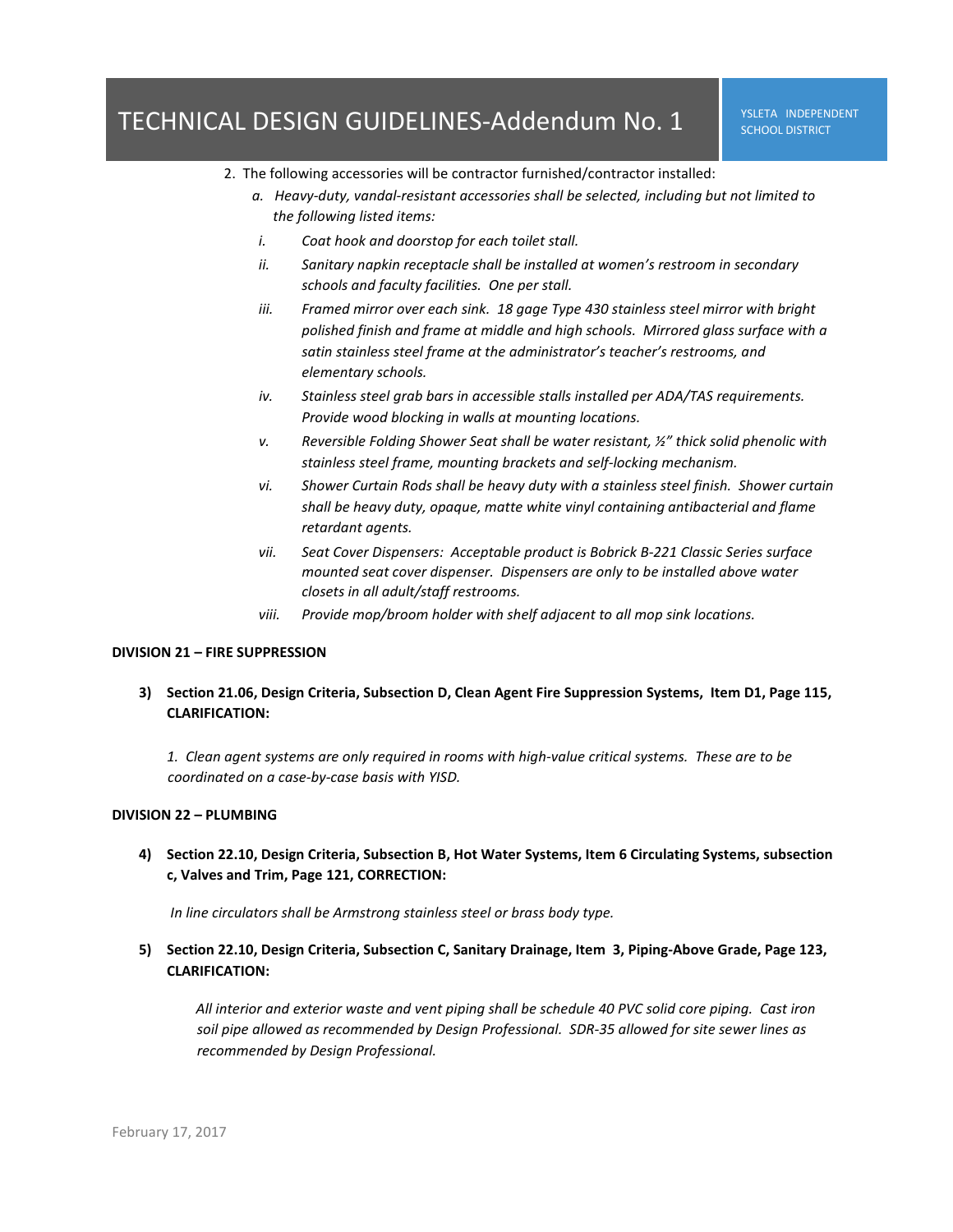2. The following accessories will be contractor furnished/contractor installed:
   a. *Heavy-duty, vandal-resistant accessories shall be selected, including but not limited to the following listed items:*
      i. *Coat hook and doorstop for each toilet stall.*
      ii. *Sanitary napkin receptacle shall be installed at women's restroom in secondary schools and faculty facilities. One per stall.*
      iii. *Framed mirror over each sink. 18 gage Type 430 stainless steel mirror with bright polished finish and frame at middle and high schools. Mirrored glass surface with a satin stainless steel frame at the administrator's teacher's restrooms, and elementary schools.*
      iv. *Stainless steel grab bars in accessible stalls installed per ADA/TAS requirements. Provide wood blocking in walls at mounting locations.*
      v. *Reversible Folding Shower Seat shall be water resistant, ½" thick solid phenolic with stainless steel frame, mounting brackets and self-locking mechanism.*
      vi. *Shower Curtain Rods shall be heavy duty with a stainless steel finish. Shower curtain shall be heavy duty, opaque, matte white vinyl containing antibacterial and flame retardant agents.*
      vii. *Seat Cover Dispensers: Acceptable product is Bobrick B-221 Classic Series surface mounted seat cover dispenser. Dispensers are only to be installed above water closets in all adult/staff restrooms.*
      viii. *Provide mop/broom holder with shelf adjacent to all mop sink locations.*

**DIVISION 21 – FIRE SUPPRESSION**

**3) Section 21.06, Design Criteria, Subsection D, Clean Agent Fire Suppression Systems, Item D1, Page 115, CLARIFICATION:**

*1. Clean agent systems are only required in rooms with high-value critical systems. These are to be coordinated on a case-by-case basis with YISD.*

**DIVISION 22 – PLUMBING**

**4) Section 22.10, Design Criteria, Subsection B, Hot Water Systems, Item 6 Circulating Systems, subsection c, Valves and Trim, Page 121, CORRECTION:**

*In line circulators shall be Armstrong stainless steel or brass body type.*

**5) Section 22.10, Design Criteria, Subsection C, Sanitary Drainage, Item 3, Piping-Above Grade, Page 123, CLARIFICATION:**

*All interior and exterior waste and vent piping shall be schedule 40 PVC solid core piping. Cast iron soil pipe allowed as recommended by Design Professional. SDR-35 allowed for site sewer lines as recommended by Design Professional.*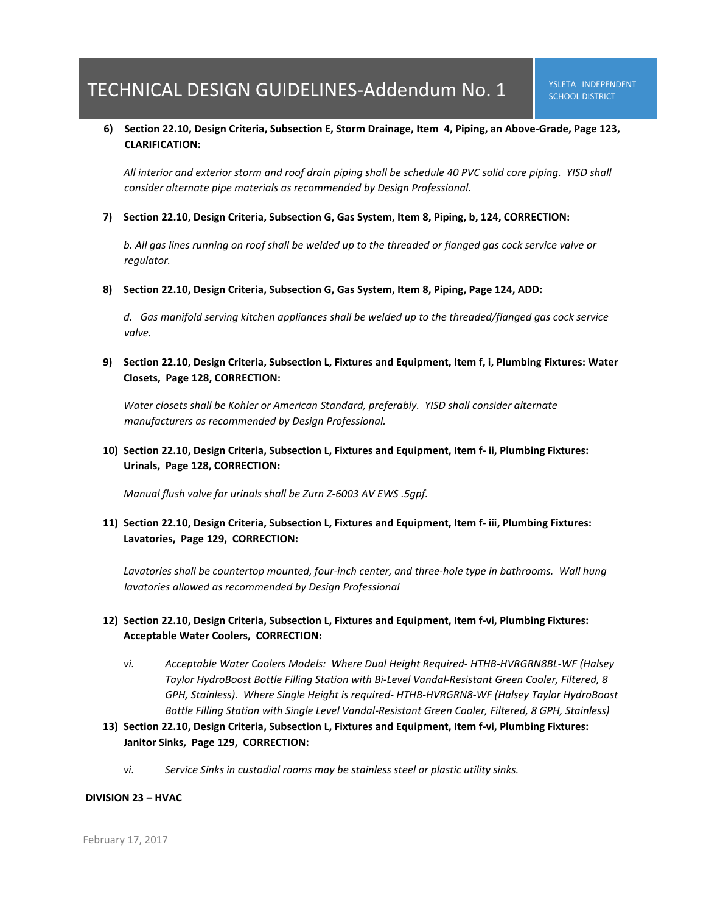**6) Section 22.10, Design Criteria, Subsection E, Storm Drainage, Item 4, Piping, an Above-Grade, Page 123, CLARIFICATION:**

*All interior and exterior storm and roof drain piping shall be schedule 40 PVC solid core piping. YISD shall consider alternate pipe materials as recommended by Design Professional.*

**7) Section 22.10, Design Criteria, Subsection G, Gas System, Item 8, Piping, b, 124, CORRECTION:**

*b. All gas lines running on roof shall be welded up to the threaded or flanged gas cock service valve or regulator.*

**8) Section 22.10, Design Criteria, Subsection G, Gas System, Item 8, Piping, Page 124, ADD:**

*d. Gas manifold serving kitchen appliances shall be welded up to the threaded/flanged gas cock service valve.*

**9) Section 22.10, Design Criteria, Subsection L, Fixtures and Equipment, Item f, i, Plumbing Fixtures: Water Closets, Page 128, CORRECTION:**

*Water closets shall be Kohler or American Standard, preferably. YISD shall consider alternate manufacturers as recommended by Design Professional.*

**10) Section 22.10, Design Criteria, Subsection L, Fixtures and Equipment, Item f- ii, Plumbing Fixtures: Urinals, Page 128, CORRECTION:**

*Manual flush valve for urinals shall be Zurn Z-6003 AV EWS .5gpf.*

**11) Section 22.10, Design Criteria, Subsection L, Fixtures and Equipment, Item f- iii, Plumbing Fixtures: Lavatories, Page 129, CORRECTION:**

*Lavatories shall be countertop mounted, four-inch center, and three-hole type in bathrooms. Wall hung lavatories allowed as recommended by Design Professional*

**12) Section 22.10, Design Criteria, Subsection L, Fixtures and Equipment, Item f-vi, Plumbing Fixtures: Acceptable Water Coolers, CORRECTION:**

*vi. Acceptable Water Coolers Models: Where Dual Height Required- HTHB-HVRGRN8BL-WF (Halsey Taylor HydroBoost Bottle Filling Station with Bi-Level Vandal-Resistant Green Cooler, Filtered, 8 GPH, Stainless). Where Single Height is required- HTHB-HVRGRN8-WF (Halsey Taylor HydroBoost Bottle Filling Station with Single Level Vandal-Resistant Green Cooler, Filtered, 8 GPH, Stainless)*

**13) Section 22.10, Design Criteria, Subsection L, Fixtures and Equipment, Item f-vi, Plumbing Fixtures: Janitor Sinks, Page 129, CORRECTION:**

*vi. Service Sinks in custodial rooms may be stainless steel or plastic utility sinks.*

**DIVISION 23 – HVAC**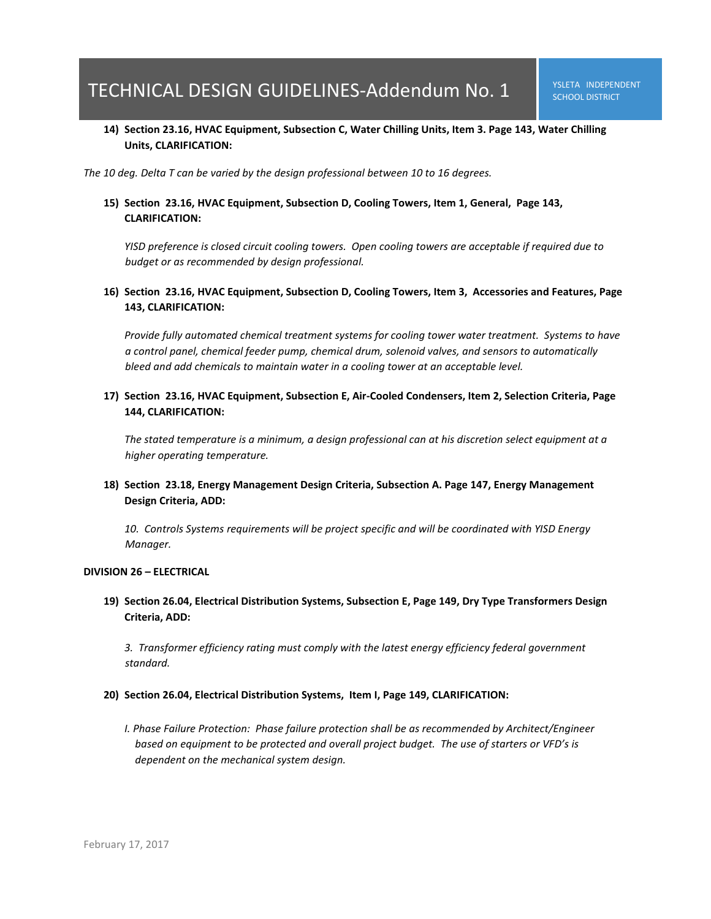**14) Section 23.16, HVAC Equipment, Subsection C, Water Chilling Units, Item 3. Page 143, Water Chilling Units, CLARIFICATION:**

*The 10 deg. Delta T can be varied by the design professional between 10 to 16 degrees.*

**15) Section 23.16, HVAC Equipment, Subsection D, Cooling Towers, Item 1, General, Page 143, CLARIFICATION:**

*YISD preference is closed circuit cooling towers. Open cooling towers are acceptable if required due to budget or as recommended by design professional.*

**16) Section 23.16, HVAC Equipment, Subsection D, Cooling Towers, Item 3, Accessories and Features, Page 143, CLARIFICATION:**

*Provide fully automated chemical treatment systems for cooling tower water treatment. Systems to have a control panel, chemical feeder pump, chemical drum, solenoid valves, and sensors to automatically bleed and add chemicals to maintain water in a cooling tower at an acceptable level.*

**17) Section 23.16, HVAC Equipment, Subsection E, Air-Cooled Condensers, Item 2, Selection Criteria, Page 144, CLARIFICATION:**

*The stated temperature is a minimum, a design professional can at his discretion select equipment at a higher operating temperature.*

**18) Section 23.18, Energy Management Design Criteria, Subsection A. Page 147, Energy Management Design Criteria, ADD:**

*10. Controls Systems requirements will be project specific and will be coordinated with YISD Energy Manager.*

**DIVISION 26 – ELECTRICAL**

**19) Section 26.04, Electrical Distribution Systems, Subsection E, Page 149, Dry Type Transformers Design Criteria, ADD:**

*3. Transformer efficiency rating must comply with the latest energy efficiency federal government standard.*

**20) Section 26.04, Electrical Distribution Systems, Item I, Page 149, CLARIFICATION:**

*I. Phase Failure Protection: Phase failure protection shall be as recommended by Architect/Engineer based on equipment to be protected and overall project budget. The use of starters or VFD's is dependent on the mechanical system design.*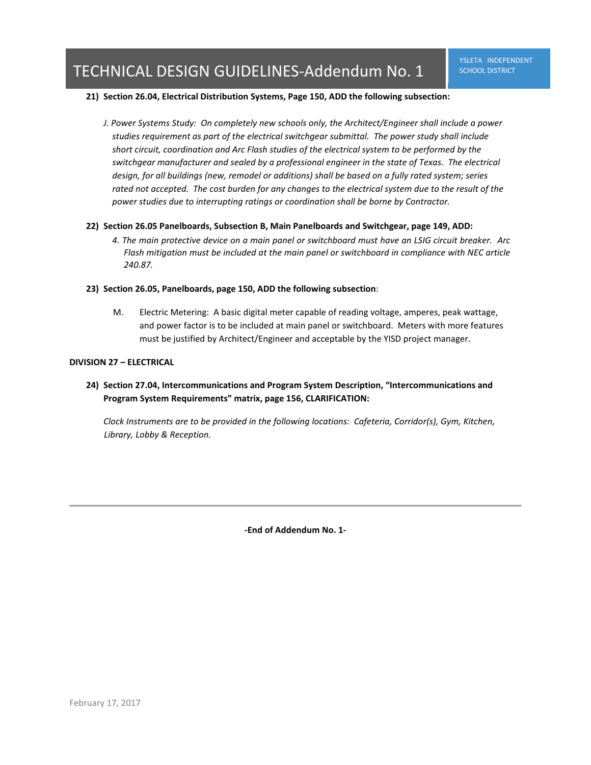**21) Section 26.04, Electrical Distribution Systems, Page 150, ADD the following subsection:**

*J. Power Systems Study: On completely new schools only, the Architect/Engineer shall include a power studies requirement as part of the electrical switchgear submittal. The power study shall include short circuit, coordination and Arc Flash studies of the electrical system to be performed by the switchgear manufacturer and sealed by a professional engineer in the state of Texas. The electrical design, for all buildings (new, remodel or additions) shall be based on a fully rated system; series rated not accepted. The cost burden for any changes to the electrical system due to the result of the power studies due to interrupting ratings or coordination shall be borne by Contractor.*

**22) Section 26.05 Panelboards, Subsection B, Main Panelboards and Switchgear, page 149, ADD:**

*4. The main protective device on a main panel or switchboard must have an LSIG circuit breaker. Arc Flash mitigation must be included at the main panel or switchboard in compliance with NEC article 240.87.*

**23) Section 26.05, Panelboards, page 150, ADD the following subsection**:

M. Electric Metering: A basic digital meter capable of reading voltage, amperes, peak wattage, and power factor is to be included at main panel or switchboard. Meters with more features must be justified by Architect/Engineer and acceptable by the YISD project manager.

**DIVISION 27 – ELECTRICAL**

**24) Section 27.04, Intercommunications and Program System Description, "Intercommunications and Program System Requirements" matrix, page 156, CLARIFICATION:**

*Clock Instruments are to be provided in the following locations: Cafeteria, Corridor(s), Gym, Kitchen, Library, Lobby & Reception.*

---

**-End of Addendum No. 1-**